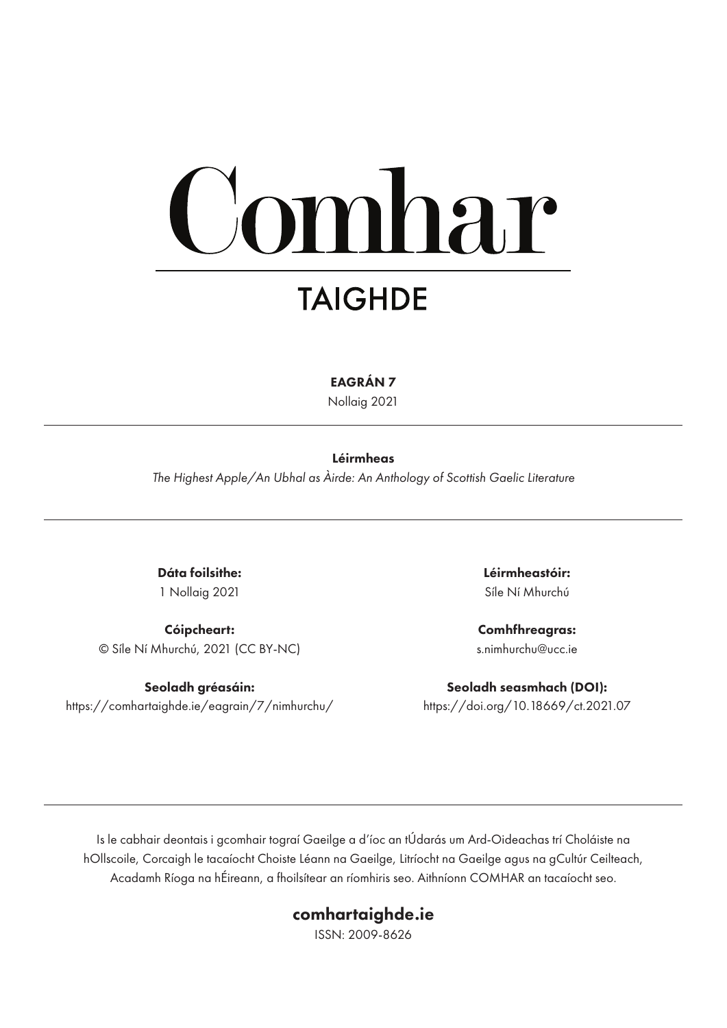# Comhar

## TAIGHDE

**EAGRÁN 7**

Nollaig 2021

---

**Léirmheas**

*The Highest Apple/An Ubhal as Àirde: An Anthology of Scottish Gaelic Literature*

---

**Dáta foilsithe:**
1 Nollaig 2021

**Cóipcheart:**
© Síle Ní Mhurchú, 2021 (CC BY-NC)

**Seoladh gréasáin:**
https://comhartaighde.ie/eagrain/7/nimhurchu/

**Léirmheastóir:**
Síle Ní Mhurchú

**Comhfhreagras:**
s.nimhurchu@ucc.ie

**Seoladh seasmhach (DOI):**
https://doi.org/10.18669/ct.2021.07

---

Is le cabhair deontais i gcomhair tograí Gaeilge a d'íoc an tÚdarás um Ard-Oideachas trí Choláiste na hOllscoile, Corcaigh le tacaíocht Choiste Léann na Gaeilge, Litríocht na Gaeilge agus na gCultúr Ceilteach, Acadamh Ríoga na hÉireann, a fhoilsítear an ríomhiris seo. Aithníonn COMHAR an tacaíocht seo.

**comhartaighde.ie**

ISSN: 2009-8626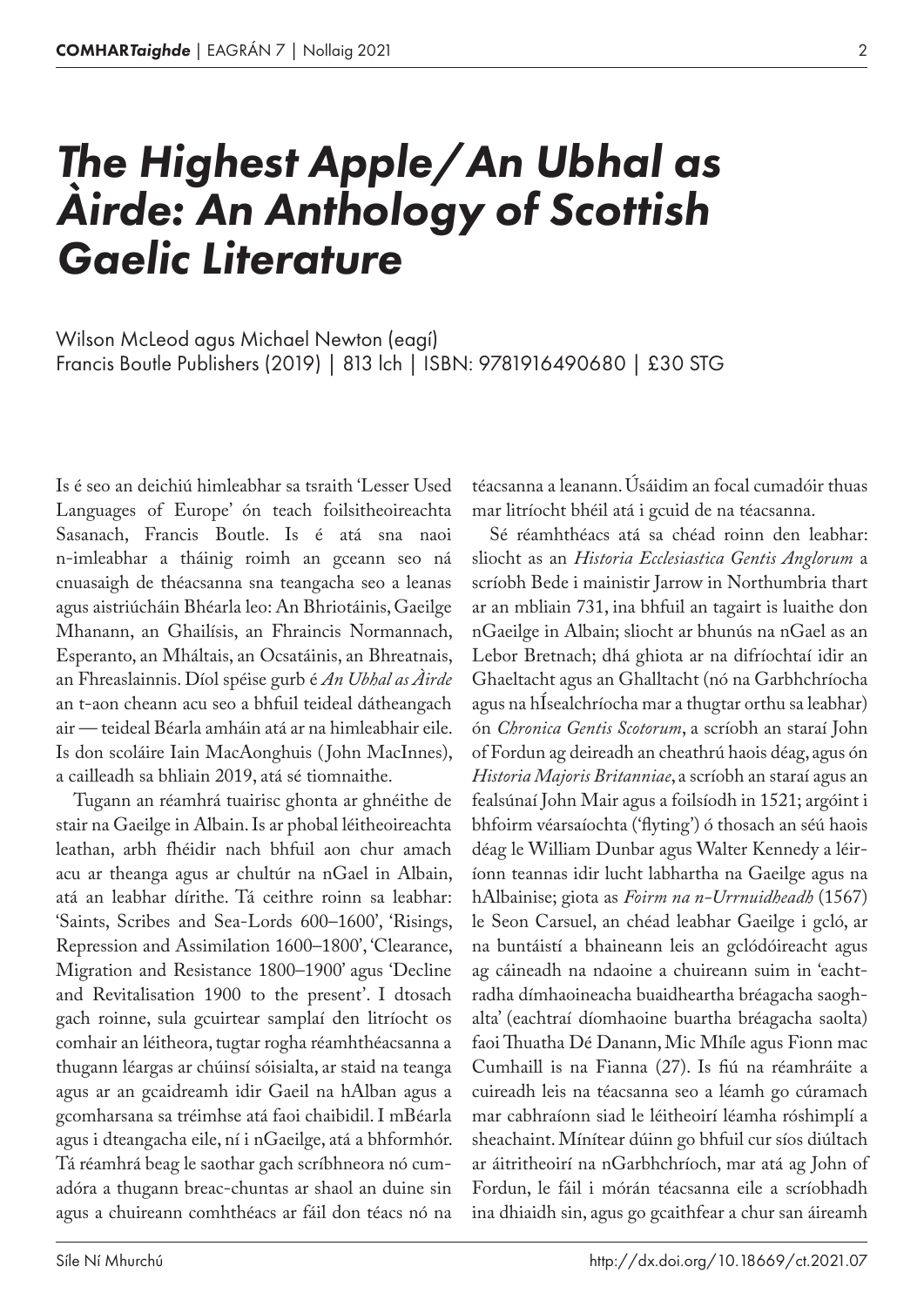# *The Highest Apple/An Ubhal as Àirde: An Anthology of Scottish Gaelic Literature*

Wilson McLeod agus Michael Newton (eagí)
Francis Boutle Publishers (2019) | 813 lch | ISBN: 9781916490680 | £30 STG

Is é seo an deichiú himleabhar sa tsraith 'Lesser Used Languages of Europe' ón teach foilsitheoireachta Sasanach, Francis Boutle. Is é atá sna naoi n-imleabhar a tháinig roimh an gceann seo ná cnuasaigh de théacsanna sna teangacha seo a leanas agus aistriúcháin Bhéarla leo: An Bhriotáinis, Gaeilge Mhanann, an Ghailísis, an Fhraincis Normannach, Esperanto, an Mháltais, an Ocsatáinis, an Bhreatnais, an Fhreaslainnis. Díol spéise gurb é *An Ubhal as Àirde* an t-aon cheann acu seo a bhfuil teideal dátheangach air — teideal Béarla amháin atá ar na himleabhair eile. Is don scoláire Iain MacAonghuis (John MacInnes), a cailleadh sa bhliain 2019, atá sé tiomnaithe.

Tugann an réamhrá tuairisc ghonta ar ghnéithe de stair na Gaeilge in Albain. Is ar phobal léitheoireachta leathan, arbh fhéidir nach bhfuil aon chur amach acu ar theanga agus ar chultúr na nGael in Albain, atá an leabhar dírithe. Tá ceithre roinn sa leabhar: 'Saints, Scribes and Sea-Lords 600–1600', 'Risings, Repression and Assimilation 1600–1800', 'Clearance, Migration and Resistance 1800–1900' agus 'Decline and Revitalisation 1900 to the present'. I dtosach gach roinne, sula gcuirtear samplaí den litríocht os comhair an léitheora, tugtar rogha réamhthéacsanna a thugann léargas ar chúinsí sóisialta, ar staid na teanga agus ar an gcaidreamh idir Gaeil na hAlban agus a gcomharsana sa tréimhse atá faoi chaibidil. I mBéarla agus i dteangacha eile, ní i nGaeilge, atá a bhformhór. Tá réamhrá beag le saothar gach scríbhneora nó cumadóra a thugann breac-chuntas ar shaol an duine sin agus a chuireann comhthéacs ar fáil don téacs nó na téacsanna a leanann. Úsáidim an focal cumadóir thuas mar litríocht bhéil atá i gcuid de na téacsanna.

Sé réamhthéacs atá sa chéad roinn den leabhar: sliocht as an *Historia Ecclesiastica Gentis Anglorum* a scríobh Bede i mainistir Jarrow in Northumbria thart ar an mbliain 731, ina bhfuil an tagairt is luaithe don nGaeilge in Albain; sliocht ar bhunús na nGael as an Lebor Bretnach; dhá ghiota ar na difríochtaí idir an Ghaeltacht agus an Ghalltacht (nó na Garbhchríocha agus na hÍsealchríocha mar a thugtar orthu sa leabhar) ón *Chronica Gentis Scotorum*, a scríobh an staraí John of Fordun ag deireadh an cheathrú haois déag, agus ón *Historia Majoris Britanniae*, a scríobh an staraí agus an fealsúnaí John Mair agus a foilsíodh in 1521; argóint i bhfoirm véarsaíochta ('flyting') ó thosach an séú haois déag le William Dunbar agus Walter Kennedy a léiríonn teannas idir lucht labhartha na Gaeilge agus na hAlbainise; giota as *Foirm na n-Urrnuidheadh* (1567) le Seon Carsuel, an chéad leabhar Gaeilge i gcló, ar na buntáistí a bhaineann leis an gclódóireacht agus ag cáineadh na ndaoine a chuireann suim in 'eachtradha dímhaoineacha buaidheartha bréagacha saoghalta' (eachtraí díomhaoine buartha bréagacha saolta) faoi Thuatha Dé Danann, Mic Mhíle agus Fionn mac Cumhaill is na Fianna (27). Is fiú na réamhráite a cuireadh leis na téacsanna seo a léamh go cúramach mar cabhraíonn siad le léitheoirí léamha róshimplí a sheachaint. Mínítear dúinn go bhfuil cur síos diúltach ar áitritheoirí na nGarbhchríoch, mar atá ag John of Fordun, le fáil i mórán téacsanna eile a scríobhadh ina dhiaidh sin, agus go gcaithfear a chur san áireamh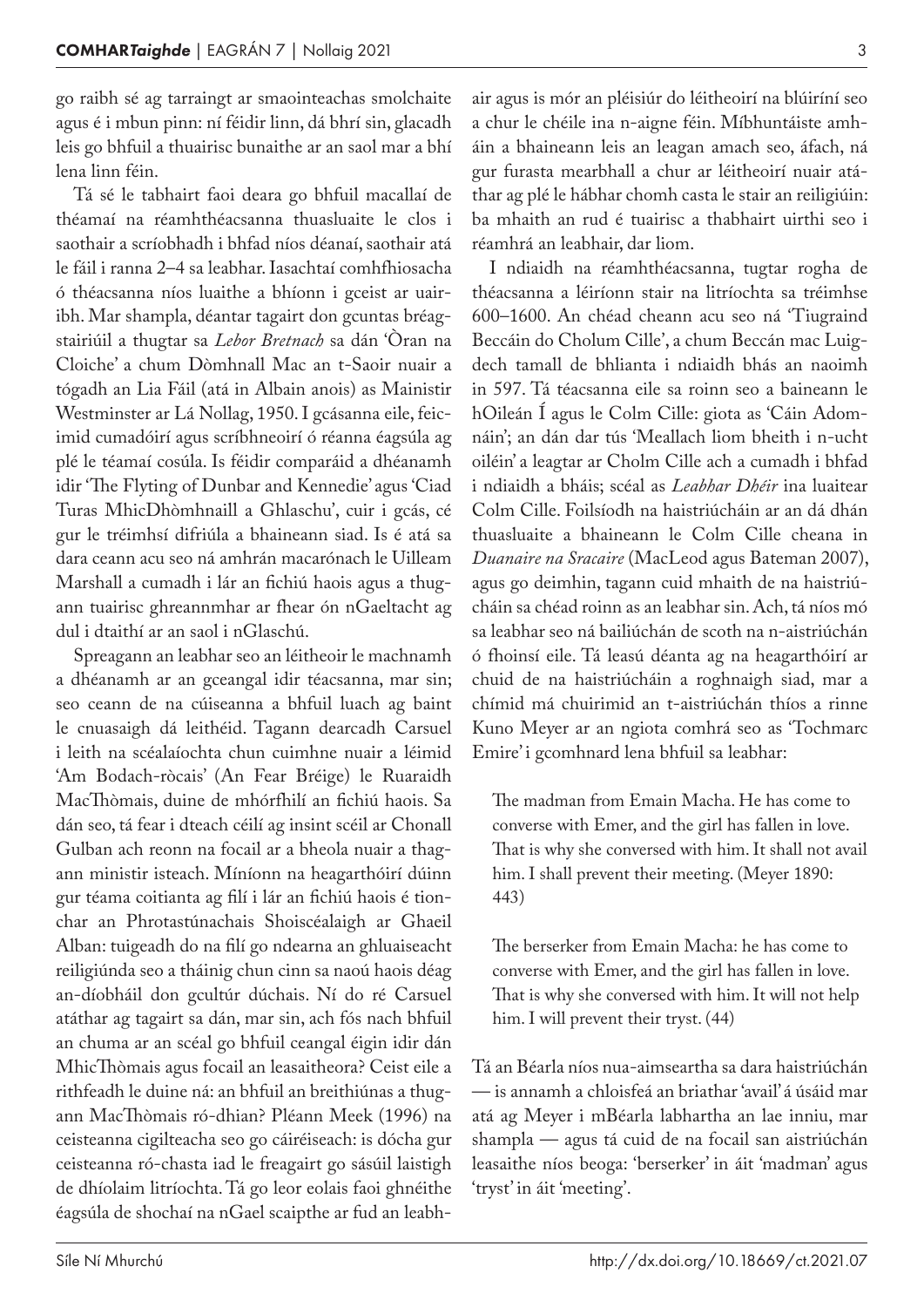go raibh sé ag tarraingt ar smaointeachas smolchaite agus é i mbun pinn: ní féidir linn, dá bhrí sin, glacadh leis go bhfuil a thuairisc bunaithe ar an saol mar a bhí lena linn féin.

Tá sé le tabhairt faoi deara go bhfuil macallaí de théamaí na réamhthéacsanna thuasluaite le clos i saothair a scríobhadh i bhfad níos déanaí, saothair atá le fáil i ranna 2–4 sa leabhar. Iasachtaí comhfhiosacha ó théacsanna níos luaithe a bhíonn i gceist ar uairibh. Mar shampla, déantar tagairt don gcuntas bréagstairiúil a thugtar sa *Lebor Bretnach* sa dán 'Òran na Cloiche' a chum Dòmhnall Mac an t-Saoir nuair a tógadh an Lia Fáil (atá in Albain anois) as Mainistir Westminster ar Lá Nollag, 1950. I gcásanna eile, feicimid cumadóirí agus scríbhneoirí ó réanna éagsúla ag plé le téamaí cosúla. Is féidir comparáid a dhéanamh idir 'The Flyting of Dunbar and Kennedie' agus 'Ciad Turas MhicDhòmhnaill a Ghlaschu', cuir i gcás, cé gur le tréimhsí difriúla a bhaineann siad. Is é atá sa dara ceann acu seo ná amhrán macarónach le Uilleam Marshall a cumadh i lár an fhichiú haois agus a thugann tuairisc ghreannmhar ar fhear ón nGaeltacht ag dul i dtaithí ar an saol i nGlaschú.

Spreagann an leabhar seo an léitheoir le machnamh a dhéanamh ar an gceangal idir téacsanna, mar sin; seo ceann de na cúiseanna a bhfuil luach ag baint le cnuasaigh dá leithéid. Tagann dearcadh Carsuel i leith na scéalaíochta chun cuimhne nuair a léimid 'Am Bodach-ròcais' (An Fear Bréige) le Ruaraidh MacThòmais, duine de mhórfhilí an fhichiú haois. Sa dán seo, tá fear i dteach céilí ag insint scéil ar Chonall Gulban ach reonn na focail ar a bheola nuair a thagann ministir isteach. Míníonn na heagarthóirí dúinn gur téama coitianta ag filí i lár an fhichiú haois é tionchar an Phrotastúnachais Shoiscéalaigh ar Ghaeil Alban: tuigeadh do na filí go ndearna an ghluaiseacht reiligiúnda seo a tháinig chun cinn sa naoú haois déag an-díobháil don gcultúr dúchais. Ní do ré Carsuel atáthar ag tagairt sa dán, mar sin, ach fós nach bhfuil an chuma ar an scéal go bhfuil ceangal éigin idir dán MhicThòmais agus focail an leasaitheora? Ceist eile a rithfeadh le duine ná: an bhfuil an breithiúnas a thugann MacThòmais ró-dhian? Pléann Meek (1996) na ceisteanna cigilteacha seo go cáiréiseach: is dócha gur ceisteanna ró-chasta iad le freagairt go sásúil laistigh de dhíolaim litríochta. Tá go leor eolais faoi ghnéithe éagsúla de shochaí na nGael scaipthe ar fud an leabhair agus is mór an pléisiúr do léitheoirí na blúiríní seo a chur le chéile ina n-aigne féin. Míbhuntáiste amháin a bhaineann leis an leagan amach seo, áfach, ná gur furasta mearbhall a chur ar léitheoirí nuair atáthar ag plé le hábhar chomh casta le stair an reiligiúin: ba mhaith an rud é tuairisc a thabhairt uirthi seo i réamhrá an leabhair, dar liom.

I ndiaidh na réamhthéacsanna, tugtar rogha de théacsanna a léiríonn stair na litríochta sa tréimhse 600–1600. An chéad cheann acu seo ná 'Tiugraind Beccáin do Cholum Cille', a chum Beccán mac Luigdech tamall de bhlianta i ndiaidh bhás an naoimh in 597. Tá téacsanna eile sa roinn seo a baineann le hOileán Í agus le Colm Cille: giota as 'Cáin Adomnáin'; an dán dar tús 'Meallach liom bheith i n-ucht oiléin' a leagtar ar Cholm Cille ach a cumadh i bhfad i ndiaidh a bháis; scéal as *Leabhar Dhéir* ina luaitear Colm Cille. Foilsíodh na haistriúcháin ar an dá dhán thuasluaite a bhaineann le Colm Cille cheana in *Duanaire na Sracaire* (MacLeod agus Bateman 2007), agus go deimhin, tagann cuid mhaith de na haistriúcháin sa chéad roinn as an leabhar sin. Ach, tá níos mó sa leabhar seo ná bailiúchán de scoth na n-aistriúchán ó fhoinsí eile. Tá leasú déanta ag na heagarthóirí ar chuid de na haistriúcháin a roghnaigh siad, mar a chímid má chuirimid an t-aistriúchán thíos a rinne Kuno Meyer ar an ngiota comhrá seo as 'Tochmarc Emire' i gcomhnard lena bhfuil sa leabhar:

> The madman from Emain Macha. He has come to converse with Emer, and the girl has fallen in love. That is why she conversed with him. It shall not avail him. I shall prevent their meeting. (Meyer 1890: 443)

> The berserker from Emain Macha: he has come to converse with Emer, and the girl has fallen in love. That is why she conversed with him. It will not help him. I will prevent their tryst. (44)

Tá an Béarla níos nua-aimseartha sa dara haistriúchán — is annamh a chloisfeá an briathar 'avail' á úsáid mar atá ag Meyer i mBéarla labhartha an lae inniu, mar shampla — agus tá cuid de na focail san aistriúchán leasaithe níos beoga: 'berserker' in áit 'madman' agus 'tryst' in áit 'meeting'.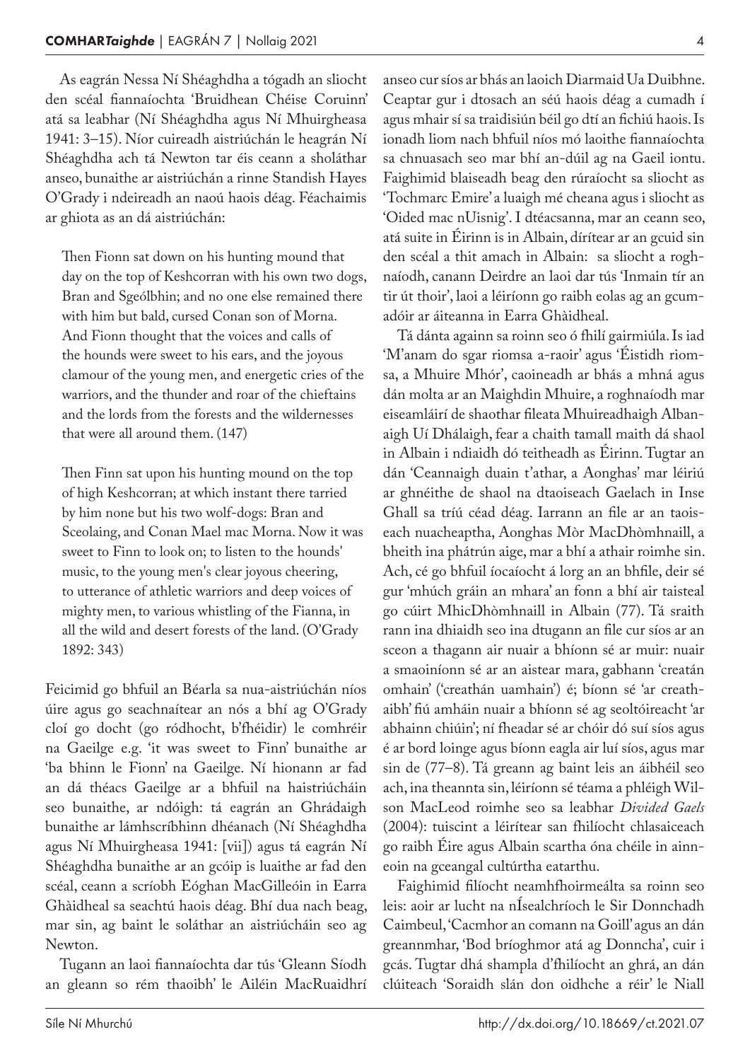As eagrán Nessa Ní Shéaghdha a tógadh an sliocht den scéal fiannaíochta 'Bruidhean Chéise Coruinn' atá sa leabhar (Ní Shéaghdha agus Ní Mhuirgheasa 1941: 3–15). Níor cuireadh aistriúchán le heagrán Ní Shéaghdha ach tá Newton tar éis ceann a sholáthar anseo, bunaithe ar aistriúchán a rinne Standish Hayes O'Grady i ndeireadh an naoú haois déag. Féachaimis ar ghiota as an dá aistriúchán:

> Then Fionn sat down on his hunting mound that day on the top of Keshcorran with his own two dogs, Bran and Sgeólbhin; and no one else remained there with him but bald, cursed Conan son of Morna. And Fionn thought that the voices and calls of the hounds were sweet to his ears, and the joyous clamour of the young men, and energetic cries of the warriors, and the thunder and roar of the chieftains and the lords from the forests and the wildernesses that were all around them. (147)

> Then Finn sat upon his hunting mound on the top of high Keshcorran; at which instant there tarried by him none but his two wolf-dogs: Bran and Sceolaing, and Conan Mael mac Morna. Now it was sweet to Finn to look on; to listen to the hounds' music, to the young men's clear joyous cheering, to utterance of athletic warriors and deep voices of mighty men, to various whistling of the Fianna, in all the wild and desert forests of the land. (O'Grady 1892: 343)

Feicimid go bhfuil an Béarla sa nua-aistriúchán níos úire agus go seachnaítear an nós a bhí ag O'Grady cloí go docht (go ródhocht, b'fhéidir) le comhréir na Gaeilge e.g. 'it was sweet to Finn' bunaithe ar 'ba bhinn le Fionn' na Gaeilge. Ní hionann ar fad an dá théacs Gaeilge ar a bhfuil na haistriúcháin seo bunaithe, ar ndóigh: tá eagrán an Ghrádaigh bunaithe ar lámhscríbhinn dhéanach (Ní Shéaghdha agus Ní Mhuirgheasa 1941: [vii]) agus tá eagrán Ní Shéaghdha bunaithe ar an gcóip is luaithe ar fad den scéal, ceann a scríobh Eóghan MacGilleóin in Earra Ghàidheal sa seachtú haois déag. Bhí dua nach beag, mar sin, ag baint le soláthar an aistriúcháin seo ag Newton.

Tugann an laoi fiannaíochta dar tús 'Gleann Síodh an gleann so rém thaoibh' le Ailéin MacRuaidhrí anseo cur síos ar bhás an laoich Diarmaid Ua Duibhne. Ceaptar gur i dtosach an séú haois déag a cumadh í agus mhair sí sa traidisiún béil go dtí an fichiú haois. Is ionadh liom nach bhfuil níos mó laoithe fiannaíochta sa chnuasach seo mar bhí an-dúil ag na Gaeil iontu. Faighimid blaiseadh beag den rúraíocht sa sliocht as 'Tochmarc Emire' a luaigh mé cheana agus i sliocht as 'Oided mac nUisnig'. I dtéacsanna, mar an ceann seo, atá suite in Éirinn is in Albain, dírítear ar an gcuid sin den scéal a thit amach in Albain: sa sliocht a roghnaíodh, canann Deirdre an laoi dar tús 'Inmain tír an tir út thoir', laoi a léiríonn go raibh eolas ag an gcumadóir ar áiteanna in Earra Ghàidheal.

Tá dánta againn sa roinn seo ó fhilí gairmiúla. Is iad 'M'anam do sgar riomsa a-raoir' agus 'Éistidh riomsa, a Mhuire Mhór', caoineadh ar bhás a mhná agus dán molta ar an Maighdin Mhuire, a roghnaíodh mar eiseamláirí de shaothar fileata Mhuireadhaigh Albanaigh Uí Dhálaigh, fear a chaith tamall maith dá shaol in Albain i ndiaidh dó teitheadh as Éirinn. Tugtar an dán 'Ceannaigh duain t'athar, a Aonghas' mar léiriú ar ghnéithe de shaol na dtaoiseach Gaelach in Inse Ghall sa tríú céad déag. Iarrann an file ar an taoiseach nuacheaptha, Aonghas Mòr MacDhòmhnaill, a bheith ina phátrún aige, mar a bhí a athair roimhe sin. Ach, cé go bhfuil íocaíocht á lorg an an bhfile, deir sé gur 'mhúch gráin an mhara' an fonn a bhí air taisteal go cúirt MhicDhòmhnaill in Albain (77). Tá sraith rann ina dhiaidh seo ina dtugann an file cur síos ar an sceon a thagann air nuair a bhíonn sé ar muir: nuair a smaoiníonn sé ar an aistear mara, gabhann 'creatán omhain' ('creathán uamhain') é; bíonn sé 'ar creathaibh' fiú amháin nuair a bhíonn sé ag seoltóireacht 'ar abhainn chiúin'; ní fheadar sé ar chóir dó suí síos agus é ar bord loinge agus bíonn eagla air luí síos, agus mar sin de (77–8). Tá greann ag baint leis an áibhéil seo ach, ina theannta sin, léiríonn sé téama a phléigh Wilson MacLeod roimhe seo sa leabhar *Divided Gaels* (2004): tuiscint a léirítear san fhilíocht chlasaiceach go raibh Éire agus Albain scartha óna chéile in ainneoin na gceangal cultúrtha eatarthu.

Faighimid filíocht neamhfhoirmeálta sa roinn seo leis: aoir ar lucht na nÍsealchríoch le Sir Donnchadh Caimbeul, 'Cacmhor an comann na Goill' agus an dán greannmhar, 'Bod bríoghmor atá ag Donncha', cuir i gcás. Tugtar dhá shampla d'fhilíocht an ghrá, an dán clúiteach 'Soraidh slán don oidhche a réir' le Niall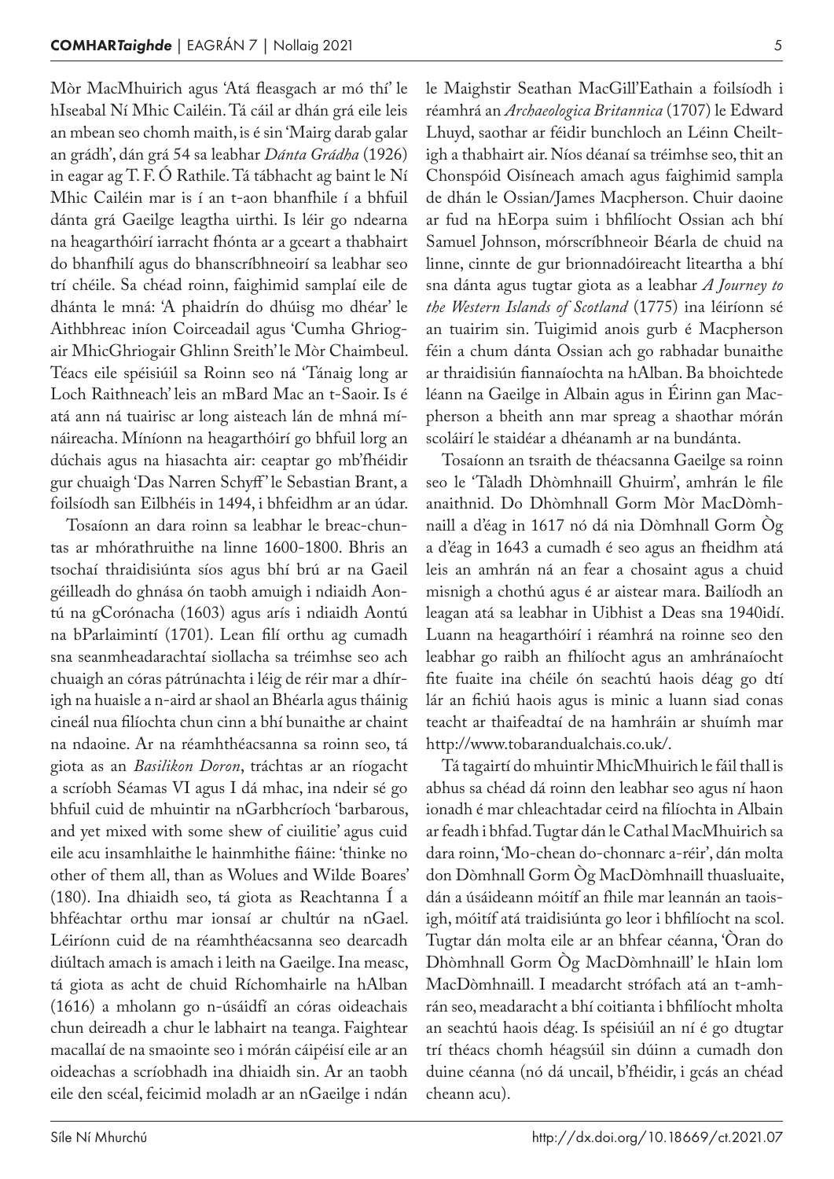Mòr MacMhuirich agus 'Atá fleasgach ar mó thí' le hIseabal Ní Mhic Cailéin. Tá cáil ar dhán grá eile leis an mbean seo chomh maith, is é sin 'Mairg darab galar an grádh', dán grá 54 sa leabhar *Dánta Grádha* (1926) in eagar ag T. F. Ó Rathile. Tá tábhacht ag baint le Ní Mhic Cailéin mar is í an t-aon bhanfhile í a bhfuil dánta grá Gaeilge leagtha uirthi. Is léir go ndearna na heagarthóirí iarracht fhónta ar a gceart a thabhairt do bhanfhilí agus do bhanscríbhneoirí sa leabhar seo trí chéile. Sa chéad roinn, faighimid samplaí eile de dhánta le mná: 'A phaidrín do dhúisg mo dhéar' le Aithbhreac iníon Coirceadail agus 'Cumha Ghriogair MhicGhriogair Ghlinn Sreith' le Mòr Chaimbeul. Téacs eile spéisiúil sa Roinn seo ná 'Tánaig long ar Loch Raithneach' leis an mBard Mac an t-Saoir. Is é atá ann ná tuairisc ar long aisteach lán de mhná mí-náireacha. Míníonn na heagarthóirí go bhfuil lorg an dúchais agus na hiasachta air: ceaptar go mb'fhéidir gur chuaigh 'Das Narren Schyff' le Sebastian Brant, a foilsíodh san Eilbhéis in 1494, i bhfeidhm ar an údar.

Tosaíonn an dara roinn sa leabhar le breac-chuntas ar mhórathruithe na linne 1600-1800. Bhris an tsochaí thraidisiúnta síos agus bhí brú ar na Gaeil géilleadh do ghnása ón taobh amuigh i ndiaidh Aontú na gCorónacha (1603) agus arís i ndiaidh Aontú na bParlaimintí (1701). Lean filí orthu ag cumadh sna seanmheadarachtaí siollacha sa tréimhse seo ach chuaigh an córas pátrúnachta i léig de réir mar a dhírigh na huaisle a n-aird ar shaol an Bhéarla agus tháinig cineál nua filíochta chun cinn a bhí bunaithe ar chaint na ndaoine. Ar na réamhthéacsanna sa roinn seo, tá giota as an *Basilikon Doron*, tráchtas ar an ríogacht a scríobh Séamas VI agus I dá mhac, ina ndeir sé go bhfuil cuid de mhuintir na nGarbhchríoch 'barbarous, and yet mixed with some shew of ciuilitie' agus cuid eile acu insamhlaithe le hainmhithe fiáine: 'thinke no other of them all, than as Wolues and Wilde Boares' (180). Ina dhiaidh seo, tá giota as Reachtanna Í a bhféachtar orthu mar ionsaí ar chultúr na nGael. Léiríonn cuid de na réamhthéacsanna seo dearcadh diúltach amach is amach i leith na Gaeilge. Ina measc, tá giota as acht de chuid Ríchomhairle na hAlban (1616) a mholann go n-úsáidfí an córas oideachais chun deireadh a chur le labhairt na teanga. Faightear macallaí de na smaointe seo i mórán cáipéisí eile ar an oideachas a scríobhadh ina dhiaidh sin. Ar an taobh eile den scéal, feicimid moladh ar an nGaeilge i ndán le Maighstir Seathan MacGill'Eathain a foilsíodh i réamhrá an *Archaeologica Britannica* (1707) le Edward Lhuyd, saothar ar féidir bunchloch an Léinn Cheiltigh a thabhairt air. Níos déanaí sa tréimhse seo, thit an Chonspóid Oisíneach amach agus faighimid sampla de dhán le Ossian/James Macpherson. Chuir daoine ar fud na hEorpa suim i bhfilíocht Ossian ach bhí Samuel Johnson, mórscríbhneoir Béarla de chuid na linne, cinnte de gur brionnadóireacht liteartha a bhí sna dánta agus tugtar giota as a leabhar *A Journey to the Western Islands of Scotland* (1775) ina léiríonn sé an tuairim sin. Tuigimid anois gurb é Macpherson féin a chum dánta Ossian ach go rabhadar bunaithe ar thraidisiún fiannaíochta na hAlban. Ba bhoichtede léann na Gaeilge in Albain agus in Éirinn gan Macpherson a bheith ann mar spreag a shaothar mórán scoláirí le staidéar a dhéanamh ar na bundánta.

Tosaíonn an tsraith de théacsanna Gaeilge sa roinn seo le 'Tàladh Dhòmhnaill Ghuirm', amhrán le file anaithnid. Do Dhòmhnall Gorm Mòr MacDòmhnaill a d'éag in 1617 nó dá nia Dòmhnall Gorm Òg a d'éag in 1643 a cumadh é seo agus an fheidhm atá leis an amhrán ná an fear a chosaint agus a chuid misnigh a chothú agus é ar aistear mara. Bailíodh an leagan atá sa leabhar in Uibhist a Deas sna 1940idí. Luann na heagarthóirí i réamhrá na roinne seo den leabhar go raibh an fhilíocht agus an amhránaíocht fite fuaite ina chéile ón seachtú haois déag go dtí lár an fichiú haois agus is minic a luann siad conas teacht ar thaifeadtaí de na hamhráin ar shuímh mar http://www.tobarandualchais.co.uk/.

Tá tagairtí do mhuintir MhicMhuirich le fáil thall is abhus sa chéad dá roinn den leabhar seo agus ní haon ionadh é mar chleachtadar ceird na filíochta in Albain ar feadh i bhfad. Tugtar dán le Cathal MacMhuirich sa dara roinn, 'Mo-chean do-chonnarc a-réir', dán molta don Dòmhnall Gorm Òg MacDòmhnaill thuasluaite, dán a úsáideann móitíf an fhile mar leannán an taoisigh, móitíf atá traidisiúnta go leor i bhfilíocht na scol. Tugtar dán molta eile ar an bhfear céanna, 'Òran do Dhòmhnall Gorm Òg MacDòmhnaill' le hIain lom MacDòmhnaill. I meadarcht strófach atá an t-amhrán seo, meadaracht a bhí coitianta i bhfilíocht mholta an seachtú haois déag. Is spéisiúil an ní é go dtugtar trí théacs chomh héagsúil sin dúinn a cumadh don duine céanna (nó dá uncail, b'fhéidir, i gcás an chéad cheann acu).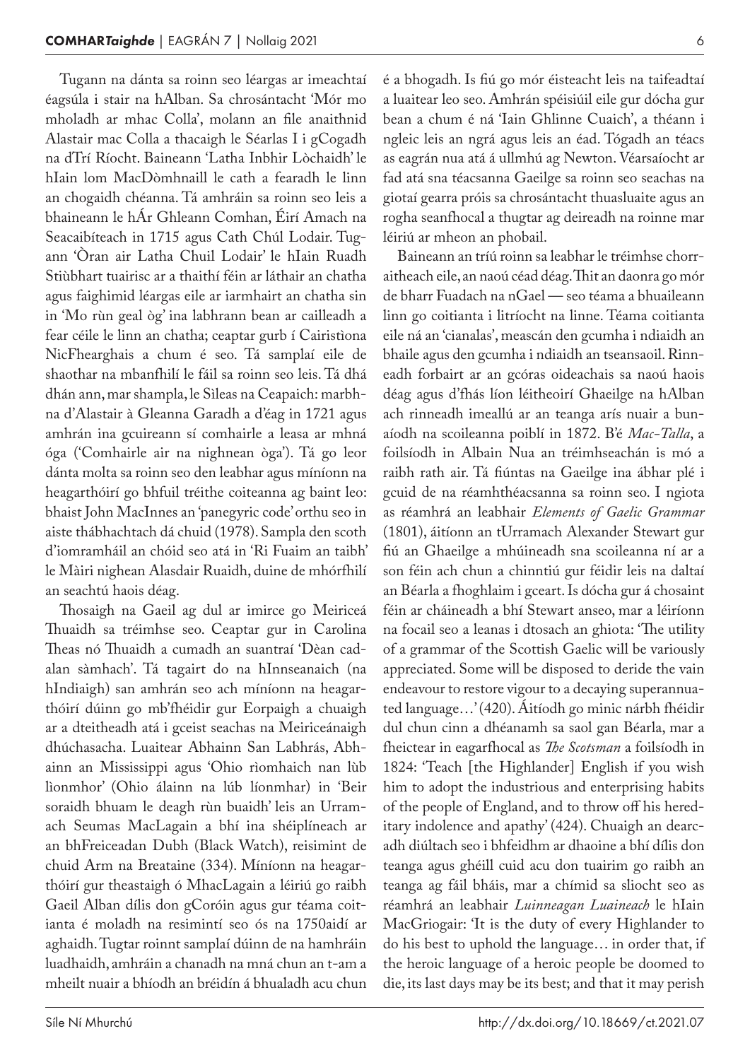Tugann na dánta sa roinn seo léargas ar imeachtaí éagsúla i stair na hAlban. Sa chrosántacht 'Mór mo mholadh ar mhac Colla', molann an file anaithnid Alastair mac Colla a thacaigh le Séarlas I i gCogadh na dTrí Ríocht. Baineann 'Latha Inbhir Lòchaidh' le hIain lom MacDòmhnaill le cath a fearadh le linn an chogaidh chéanna. Tá amhráin sa roinn seo leis a bhaineann le hÁr Ghleann Comhan, Éirí Amach na Seacaibíteach in 1715 agus Cath Chúl Lodair. Tugann 'Òran air Latha Chuil Lodair' le hIain Ruadh Stiùbhart tuairisc ar a thaithí féin ar láthair an chatha agus faighimid léargas eile ar iarmhairt an chatha sin in 'Mo rùn geal òg' ina labhrann bean ar cailleadh a fear céile le linn an chatha; ceaptar gurb í Cairistìona NicFhearghais a chum é seo. Tá samplaí eile de shaothar na mbanfhilí le fáil sa roinn seo leis. Tá dhá dhán ann, mar shampla, le Sìleas na Ceapaich: marbhna d'Alastair à Gleanna Garadh a d'éag in 1721 agus amhrán ina gcuireann sí comhairle a leasa ar mhná óga ('Comhairle air na nighnean òga'). Tá go leor dánta molta sa roinn seo den leabhar agus míníonn na heagarthóirí go bhfuil tréithe coiteanna ag baint leo: bhaist John MacInnes an 'panegyric code' orthu seo in aiste thábhachtach dá chuid (1978). Sampla den scoth d'iomramháil an chóid seo atá in 'Ri Fuaim an taibh' le Màiri nighean Alasdair Ruaidh, duine de mhórfhilí an seachtú haois déag.

Thosaigh na Gaeil ag dul ar imirce go Meiriceá Thuaidh sa tréimhse seo. Ceaptar gur in Carolina Theas nó Thuaidh a cumadh an suantraí 'Dèan cadalan sàmhach'. Tá tagairt do na hInnseanaich (na hIndiaigh) san amhrán seo ach míníonn na heagarthóirí dúinn go mb'fhéidir gur Eorpaigh a chuaigh ar a dteitheadh atá i gceist seachas na Meiriceánaigh dhúchasacha. Luaitear Abhainn San Labhrás, Abhainn an Mississippi agus 'Ohio rìomhaich nan lùb lìonmhor' (Ohio álainn na lúb líonmhar) in 'Beir soraidh bhuam le deagh rùn buaidh' leis an Urramach Seumas MacLagain a bhí ina shéiplíneach ar an bhFreiceadan Dubh (Black Watch), reisimint de chuid Arm na Breataine (334). Míníonn na heagarthóirí gur theastaigh ó MhacLagain a léiriú go raibh Gaeil Alban dílis don gCoróin agus gur téama coitianta é moladh na resimintí seo ós na 1750aidí ar aghaidh. Tugtar roinnt samplaí dúinn de na hamhráin luadhaidh, amhráin a chanadh na mná chun an t-am a mheilt nuair a bhíodh an bréidín á bhualadh acu chun é a bhogadh. Is fiú go mór éisteacht leis na taifeadtaí a luaitear leo seo. Amhrán spéisiúil eile gur dócha gur bean a chum é ná 'Iain Ghlinne Cuaich', a théann i ngleic leis an ngrá agus leis an éad. Tógadh an téacs as eagrán nua atá á ullmhú ag Newton. Véarsaíocht ar fad atá sna téacsanna Gaeilge sa roinn seo seachas na giotaí gearra próis sa chrosántacht thuasluaite agus an rogha seanfhocal a thugtar ag deireadh na roinne mar léiriú ar mheon an phobail.

Baineann an tríú roinn sa leabhar le tréimhse chorraitheach eile, an naoú céad déag. Thit an daonra go mór de bharr Fuadach na nGael — seo téama a bhuaileann linn go coitianta i litríocht na linne. Téama coitianta eile ná an 'cianalas', meascán den gcumha i ndiaidh an bhaile agus den gcumha i ndiaidh an tseansaoil. Rinneadh forbairt ar an gcóras oideachais sa naoú haois déag agus d'fhás líon léitheoirí Ghaeilge na hAlban ach rinneadh imeallú ar an teanga arís nuair a bunaíodh na scoileanna poiblí in 1872. B'é *Mac-Talla*, a foilsíodh in Albain Nua an tréimhseachán is mó a raibh rath air. Tá fiúntas na Gaeilge ina ábhar plé i gcuid de na réamhthéacsanna sa roinn seo. I ngiota as réamhrá an leabhair *Elements of Gaelic Grammar* (1801), áitíonn an tUrramach Alexander Stewart gur fiú an Ghaeilge a mhúineadh sna scoileanna ní ar a son féin ach chun a chinntiú gur féidir leis na daltaí an Béarla a fhoghlaim i gceart. Is dócha gur á chosaint féin ar cháineadh a bhí Stewart anseo, mar a léiríonn na focail seo a leanas i dtosach an ghiota: 'The utility of a grammar of the Scottish Gaelic will be variously appreciated. Some will be disposed to deride the vain endeavour to restore vigour to a decaying superannuated language…' (420). Áitíodh go minic nárbh fhéidir dul chun cinn a dhéanamh sa saol gan Béarla, mar a fheictear in eagarfhocal as *The Scotsman* a foilsíodh in 1824: 'Teach [the Highlander] English if you wish him to adopt the industrious and enterprising habits of the people of England, and to throw off his hereditary indolence and apathy' (424). Chuaigh an dearcadh diúltach seo i bhfeidhm ar dhaoine a bhí dílis don teanga agus ghéill cuid acu don tuairim go raibh an teanga ag fáil bháis, mar a chímid sa sliocht seo as réamhrá an leabhair *Luinneagan Luaineach* le hIain MacGriogair: 'It is the duty of every Highlander to do his best to uphold the language… in order that, if the heroic language of a heroic people be doomed to die, its last days may be its best; and that it may perish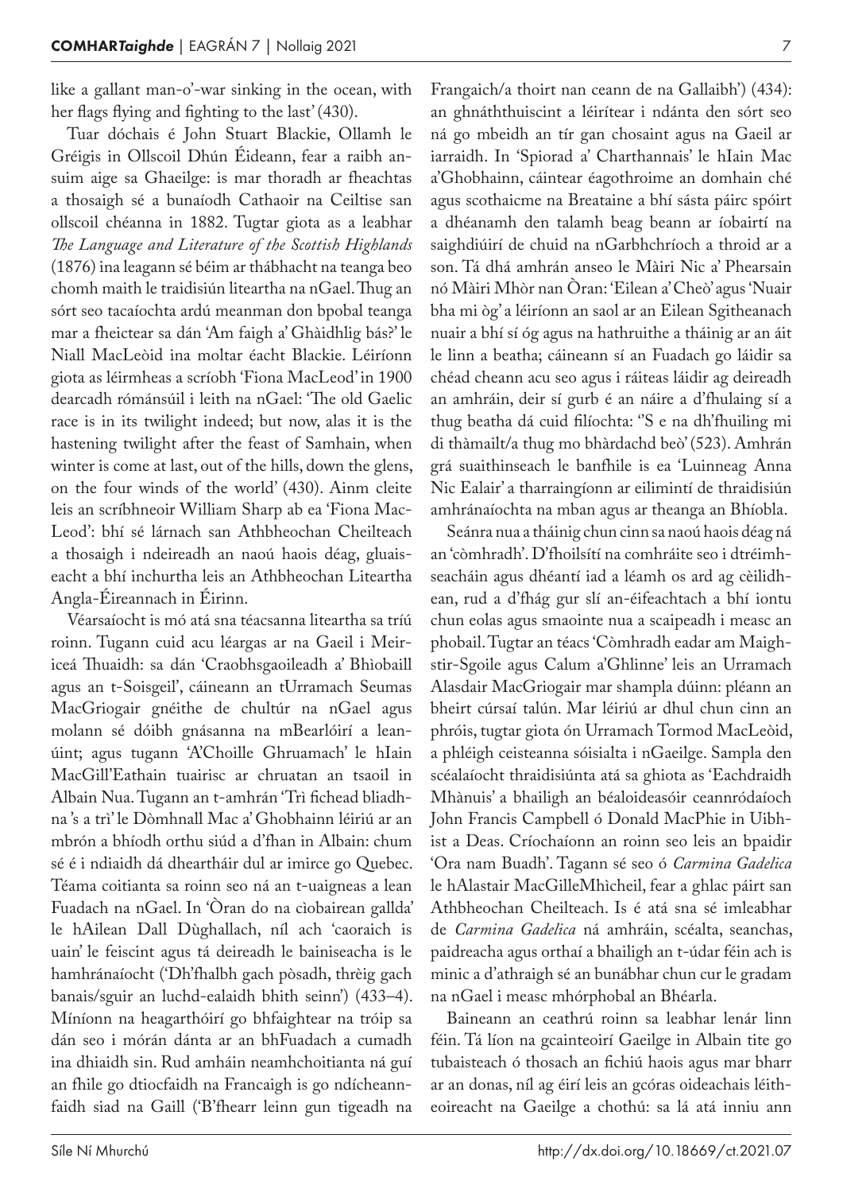like a gallant man-o'-war sinking in the ocean, with her flags flying and fighting to the last' (430).

Tuar dóchais é John Stuart Blackie, Ollamh le Gréigis in Ollscoil Dhún Éideann, fear a raibh ansuim aige sa Ghaeilge: is mar thoradh ar fheachtas a thosaigh sé a bunaíodh Cathaoir na Ceiltise san ollscoil chéanna in 1882. Tugtar giota as a leabhar *The Language and Literature of the Scottish Highlands* (1876) ina leagann sé béim ar thábhacht na teanga beo chomh maith le traidisiún liteartha na nGael. Thug an sórt seo tacaíochta ardú meanman don bpobal teanga mar a fheictear sa dán 'Am faigh a' Ghàidhlig bás?' le Niall MacLeòid ina moltar éacht Blackie. Léiríonn giota as léirmheas a scríobh 'Fiona MacLeod' in 1900 dearcadh rómánsúil i leith na nGael: 'The old Gaelic race is in its twilight indeed; but now, alas it is the hastening twilight after the feast of Samhain, when winter is come at last, out of the hills, down the glens, on the four winds of the world' (430). Ainm cleite leis an scríbhneoir William Sharp ab ea 'Fiona MacLeod': bhí sé lárnach san Athbheochan Cheilteach a thosaigh i ndeireadh an naoú haois déag, gluaiseacht a bhí inchurtha leis an Athbheochan Liteartha Angla-Éireannach in Éirinn.

Véarsaíocht is mó atá sna téacsanna liteartha sa tríú roinn. Tugann cuid acu léargas ar na Gaeil i Meiriceá Thuaidh: sa dán 'Craobhsgaoileadh a' Bhìobaill agus an t-Soisgeil', cáineann an tUrramach Seumas MacGriogair gnéithe de chultúr na nGael agus molann sé dóibh gnásanna na mBearlóirí a leanúint; agus tugann 'A'Choille Ghruamach' le hIain MacGill'Eathain tuairisc ar chruatan an tsaoil in Albain Nua. Tugann an t-amhrán 'Trì fichead bliadhna 's a trì' le Dòmhnall Mac a' Ghobhainn léiriú ar an mbrón a bhíodh orthu siúd a d'fhan in Albain: chum sé é i ndiaidh dá dheartháir dul ar imirce go Quebec. Téama coitianta sa roinn seo ná an t-uaigneas a lean Fuadach na nGael. In 'Òran do na cìobairean gallda' le hAilean Dall Dùghallach, níl ach 'caoraich is uain' le feiscint agus tá deireadh le bainiseacha is le hamhránaíocht ('Dh'fhalbh gach pòsadh, thrèig gach banais/sguir an luchd-ealaidh bhith seinn') (433–4). Míníonn na heagarthóirí go bhfaightear na tróip sa dán seo i mórán dánta ar an bhFuadach a cumadh ina dhiaidh sin. Rud amháin neamhchoitianta ná guí an fhile go dtiocfaidh na Francaigh is go ndícheannfaidh siad na Gaill ('B'fhearr leinn gun tigeadh na Frangaich/a thoirt nan ceann de na Gallaibh') (434): an ghnáththuiscint a léirítear i ndánta den sórt seo ná go mbeidh an tír gan chosaint agus na Gaeil ar iarraidh. In 'Spiorad a' Charthannais' le hIain Mac a'Ghobhainn, cáintear éagothroime an domhain ché agus scothaicme na Breataine a bhí sásta páirc spóirt a dhéanamh den talamh beag beann ar íobairtí na saighdiúirí de chuid na nGarbhchríoch a throid ar a son. Tá dhá amhrán anseo le Màiri Nic a' Phearsain nó Màiri Mhòr nan Òran: 'Eilean a' Cheò' agus 'Nuair bha mi òg' a léiríonn an saol ar an Eilean Sgitheanach nuair a bhí sí óg agus na hathruithe a tháinig ar an áit le linn a beatha; cáineann sí an Fuadach go láidir sa chéad cheann acu seo agus i ráiteas láidir ag deireadh an amhráin, deir sí gurb é an náire a d'fhulaing sí a thug beatha dá cuid filíochta: ''S e na dh'fhuiling mi di thàmailt/a thug mo bhàrdachd beò' (523). Amhrán grá suaithinseach le banfhile is ea 'Luinneag Anna Nic Ealair' a tharraingíonn ar eilimintí de thraidisiún amhránaíochta na mban agus ar theanga an Bhíobla.

Seánra nua a tháinig chun cinn sa naoú haois déag ná an 'còmhradh'. D'fhoilsítí na comhráite seo i dtréimhseacháin agus dhéantí iad a léamh os ard ag cèilidhean, rud a d'fhág gur slí an-éifeachtach a bhí iontu chun eolas agus smaointe nua a scaipeadh i measc an phobail. Tugtar an téacs 'Còmhradh eadar am Maighstir-Sgoile agus Calum a'Ghlinne' leis an Urramach Alasdair MacGriogair mar shampla dúinn: pléann an bheirt cúrsaí talún. Mar léiriú ar dhul chun cinn an phróis, tugtar giota ón Urramach Tormod MacLeòid, a phléigh ceisteanna sóisialta i nGaeilge. Sampla den scéalaíocht thraidisiúnta atá sa ghiota as 'Eachdraidh Mhànuis' a bhailigh an béaloideasóir ceannródaíoch John Francis Campbell ó Donald MacPhie in Uibhist a Deas. Críochaíonn an roinn seo leis an bpaidir 'Ora nam Buadh'. Tagann sé seo ó *Carmina Gadelica* le hAlastair MacGilleMhìcheil, fear a ghlac páirt san Athbheochan Cheilteach. Is é atá sna sé imleabhar de *Carmina Gadelica* ná amhráin, scéalta, seanchas, paidreacha agus orthaí a bhailigh an t-údar féin ach is minic a d'athraigh sé an bunábhar chun cur le gradam na nGael i measc mhórphobal an Bhéarla.

Baineann an ceathrú roinn sa leabhar lenár linn féin. Tá líon na gcainteoirí Gaeilge in Albain tite go tubaisteach ó thosach an fhichiú haois agus mar bharr ar an donas, níl ag éirí leis an gcóras oideachais léitheoireacht na Gaeilge a chothú: sa lá atá inniu ann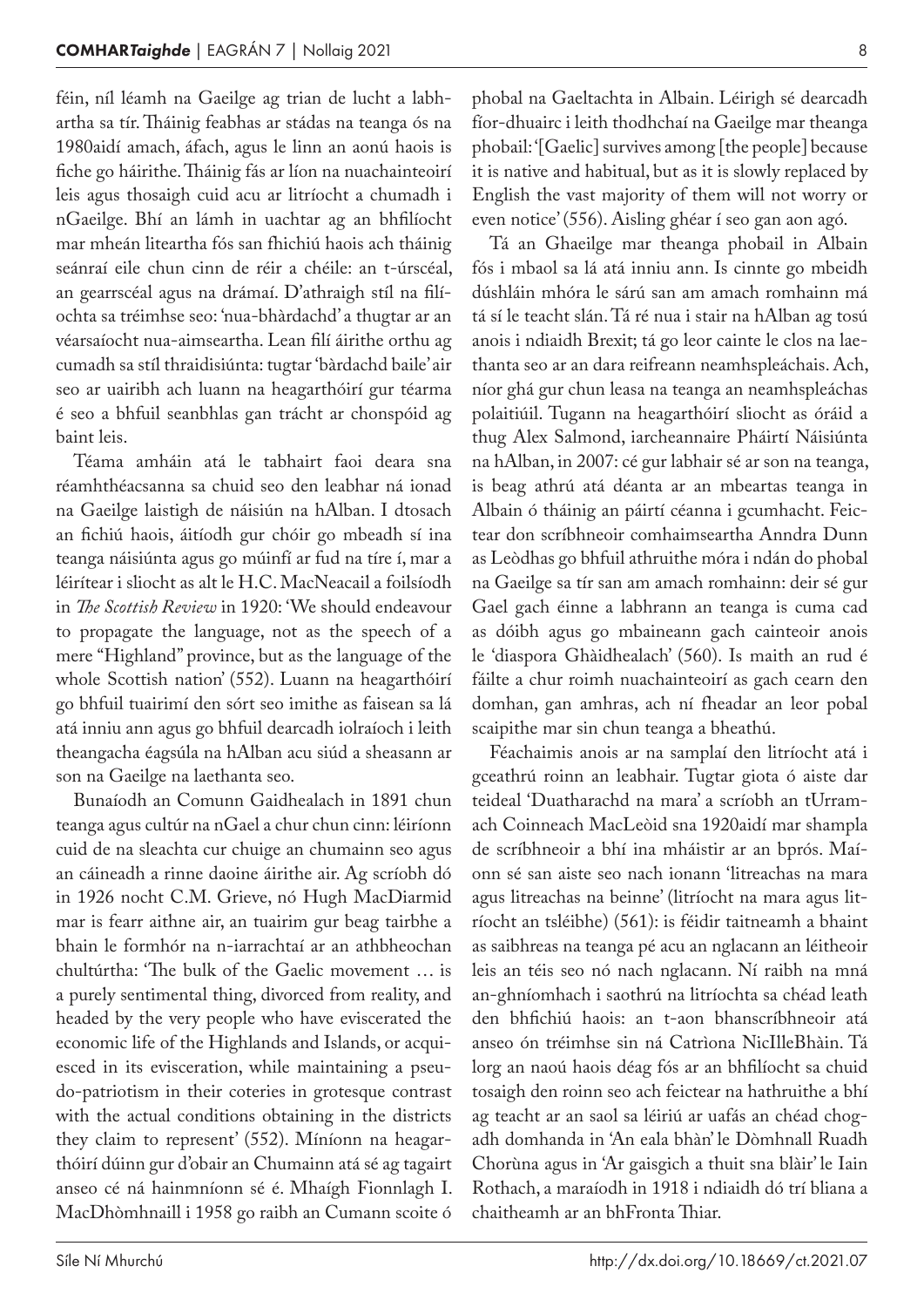féin, níl léamh na Gaeilge ag trian de lucht a labhartha sa tír. Tháinig feabhas ar stádas na teanga ós na 1980aidí amach, áfach, agus le linn an aonú haois is fiche go háirithe. Tháinig fás ar líon na nuachainteoirí leis agus thosaigh cuid acu ar litríocht a chumadh i nGaeilge. Bhí an lámh in uachtar ag an bhfilíocht mar mheán liteartha fós san fhichiú haois ach tháinig seánraí eile chun cinn de réir a chéile: an t-úrscéal, an gearrscéal agus na drámaí. D'athraigh stíl na filíochta sa tréimhse seo: 'nua-bhàrdachd' a thugtar ar an véarsaíocht nua-aimseartha. Lean filí áirithe orthu ag cumadh sa stíl thraidisiúnta: tugtar 'bàrdachd baile' air seo ar uairibh ach luann na heagarthóirí gur téarma é seo a bhfuil seanbhlas gan trácht ar chonspóid ag baint leis.

Téama amháin atá le tabhairt faoi deara sna réamhthéacsanna sa chuid seo den leabhar ná ionad na Gaeilge laistigh de náisiún na hAlban. I dtosach an fichiú haois, áitíodh gur chóir go mbeadh sí ina teanga náisiúnta agus go múinfí ar fud na tíre í, mar a léirítear i sliocht as alt le H.C. MacNeacail a foilsíodh in *The Scottish Review* in 1920: 'We should endeavour to propagate the language, not as the speech of a mere "Highland" province, but as the language of the whole Scottish nation' (552). Luann na heagarthóirí go bhfuil tuairimí den sórt seo imithe as faisean sa lá atá inniu ann agus go bhfuil dearcadh iolraíoch i leith theangacha éagsúla na hAlban acu siúd a sheasann ar son na Gaeilge na laethanta seo.

Bunaíodh an Comunn Gaidhealach in 1891 chun teanga agus cultúr na nGael a chur chun cinn: léiríonn cuid de na sleachta cur chuige an chumainn seo agus an cáineadh a rinne daoine áirithe air. Ag scríobh dó in 1926 nocht C.M. Grieve, nó Hugh MacDiarmid mar is fearr aithne air, an tuairim gur beag tairbhe a bhain le formhór na n-iarrachtaí ar an athbheochan chultúrtha: 'The bulk of the Gaelic movement … is a purely sentimental thing, divorced from reality, and headed by the very people who have eviscerated the economic life of the Highlands and Islands, or acquiesced in its evisceration, while maintaining a pseudo-patriotism in their coteries in grotesque contrast with the actual conditions obtaining in the districts they claim to represent' (552). Míníonn na heagarthóirí dúinn gur d'obair an Chumainn atá sé ag tagairt anseo cé ná hainmníonn sé é. Mhaígh Fionnlagh I. MacDhòmhnaill i 1958 go raibh an Cumann scoite ó phobal na Gaeltachta in Albain. Léirigh sé dearcadh fíor-dhuairc i leith thodhchaí na Gaeilge mar theanga phobail: '[Gaelic] survives among [the people] because it is native and habitual, but as it is slowly replaced by English the vast majority of them will not worry or even notice' (556). Aisling ghéar í seo gan aon agó.

Tá an Ghaeilge mar theanga phobail in Albain fós i mbaol sa lá atá inniu ann. Is cinnte go mbeidh dúshláin mhóra le sárú san am amach romhainn má tá sí le teacht slán. Tá ré nua i stair na hAlban ag tosú anois i ndiaidh Brexit; tá go leor cainte le clos na laethanta seo ar an dara reifreann neamhspleáchais. Ach, níor ghá gur chun leasa na teanga an neamhspleáchas polaitiúil. Tugann na heagarthóirí sliocht as óráid a thug Alex Salmond, iarcheannaire Pháirtí Náisiúnta na hAlban, in 2007: cé gur labhair sé ar son na teanga, is beag athrú atá déanta ar an mbeartas teanga in Albain ó tháinig an páirtí céanna i gcumhacht. Feictear don scríbhneoir comhaimseartha Anndra Dunn as Leòdhas go bhfuil athruithe móra i ndán do phobal na Gaeilge sa tír san am amach romhainn: deir sé gur Gael gach éinne a labhrann an teanga is cuma cad as dóibh agus go mbaineann gach cainteoir anois le 'diaspora Ghàidhealach' (560). Is maith an rud é fáilte a chur roimh nuachainteoirí as gach cearn den domhan, gan amhras, ach ní fheadar an leor pobal scaipithe mar sin chun teanga a bheathú.

Féachaimis anois ar na samplaí den litríocht atá i gceathrú roinn an leabhair. Tugtar giota ó aiste dar teideal 'Duatharachd na mara' a scríobh an tUrramach Coinneach MacLeòid sna 1920aidí mar shampla de scríbhneoir a bhí ina mháistir ar an bprós. Maíonn sé san aiste seo nach ionann 'litreachas na mara agus litreachas na beinne' (litríocht na mara agus litríocht an tsléibhe) (561): is féidir taitneamh a bhaint as saibhreas na teanga pé acu an nglacann an léitheoir leis an téis seo nó nach nglacann. Ní raibh na mná an-ghníomhach i saothrú na litríochta sa chéad leath den bhfichiú haois: an t-aon bhanscríbhneoir atá anseo ón tréimhse sin ná Catrìona NicIlleBhàin. Tá lorg an naoú haois déag fós ar an bhfilíocht sa chuid tosaigh den roinn seo ach feictear na hathruithe a bhí ag teacht ar an saol sa léiriú ar uafás an chéad chogadh domhanda in 'An eala bhàn' le Dòmhnall Ruadh Chorùna agus in 'Ar gaisgich a thuit sna blàir' le Iain Rothach, a maraíodh in 1918 i ndiaidh dó trí bliana a chaitheamh ar an bhFronta Thiar.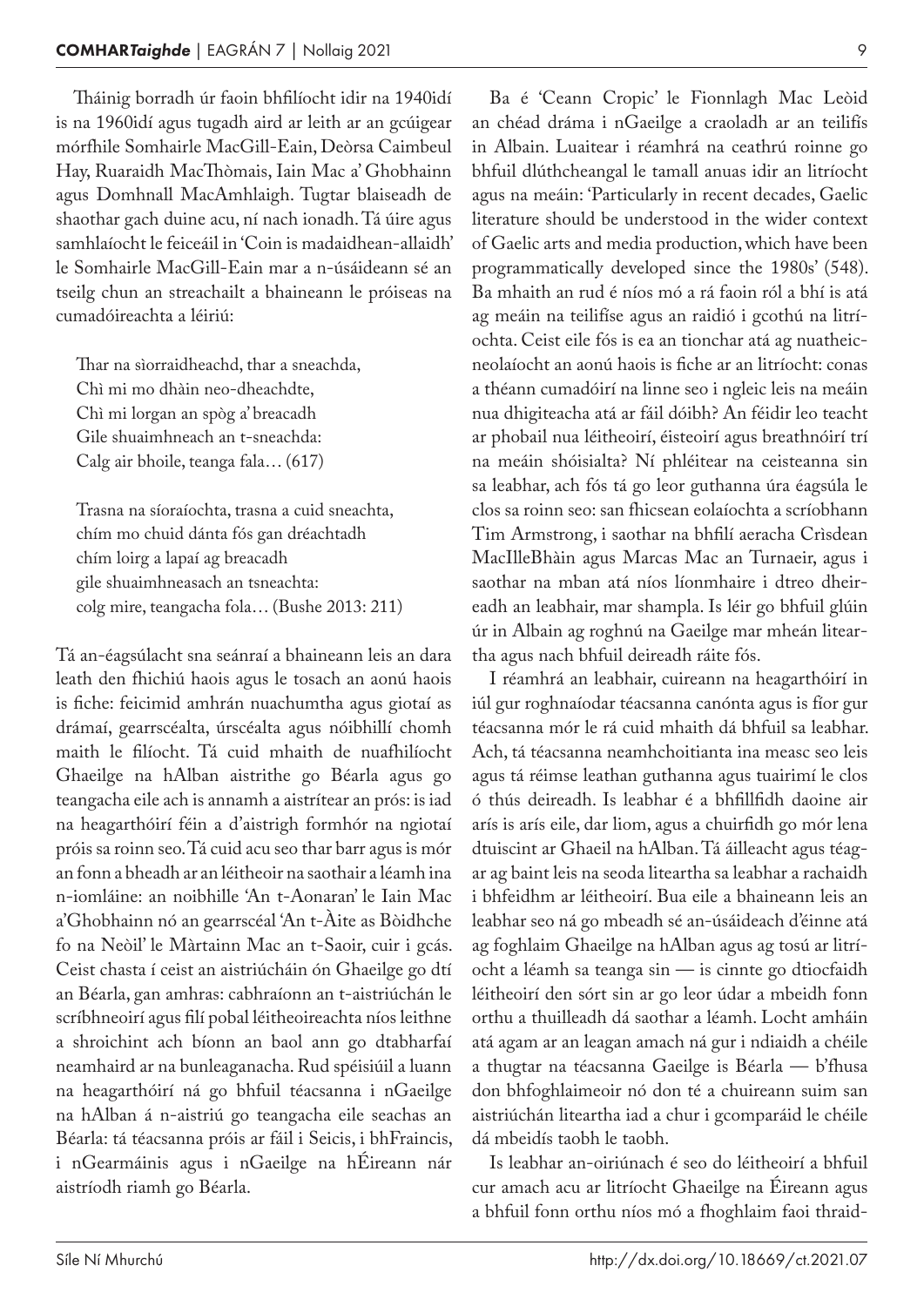Tháinig borradh úr faoin bhfilíocht idir na 1940idí is na 1960idí agus tugadh aird ar leith ar an gcúigear mórfhile Somhairle MacGill-Eain, Deòrsa Caimbeul Hay, Ruaraidh MacThòmais, Iain Mac a' Ghobhainn agus Domhnall MacAmhlaigh. Tugtar blaiseadh de shaothar gach duine acu, ní nach ionadh. Tá úire agus samhlaíocht le feiceáil in 'Coin is madaidhean-allaidh' le Somhairle MacGill-Eain mar a n-úsáideann sé an tseilg chun an streachailt a bhaineann le próiseas na cumadóireachta a léiriú:

> Thar na sìorraidheachd, thar a sneachda,
> Chì mi mo dhàin neo-dheachdte,
> Chì mi lorgan an spòg a' breacadh
> Gile shuaimhneach an t-sneachda:
> Calg air bhoile, teanga fala… (617)
>
> Trasna na síoraíochta, trasna a cuid sneachta,
> chím mo chuid dánta fós gan dréachtadh
> chím loirg a lapaí ag breacadh
> gile shuaimhneasach an tsneachta:
> colg mire, teangacha fola… (Bushe 2013: 211)

Tá an-éagsúlacht sna seánraí a bhaineann leis an dara leath den fhichiú haois agus le tosach an aonú haois is fiche: feicimid amhrán nuachumtha agus giotaí as drámaí, gearrscéalta, úrscéalta agus nóibhillí chomh maith le filíocht. Tá cuid mhaith de nuafhilíocht Ghaeilge na hAlban aistrithe go Béarla agus go teangacha eile ach is annamh a aistrítear an prós: is iad na heagarthóirí féin a d'aistrigh formhór na ngiotaí próis sa roinn seo. Tá cuid acu seo thar barr agus is mór an fonn a bheadh ar an léitheoir na saothair a léamh ina n-iomláine: an noibhille 'An t-Aonaran' le Iain Mac a'Ghobhainn nó an gearrscéal 'An t-Àite as Bòidhche fo na Neòil' le Màrtainn Mac an t-Saoir, cuir i gcás. Ceist chasta í ceist an aistriúcháin ón Ghaeilge go dtí an Béarla, gan amhras: cabhraíonn an t-aistriúchán le scríbhneoirí agus filí pobal léitheoireachta níos leithne a shroichint ach bíonn an baol ann go dtabharfaí neamhaird ar na bunleaganacha. Rud spéisiúil a luann na heagarthóirí ná go bhfuil téacsanna i nGaeilge na hAlban á n-aistriú go teangacha eile seachas an Béarla: tá téacsanna próis ar fáil i Seicis, i bhFraincis, i nGearmáinis agus i nGaeilge na hÉireann nár aistríodh riamh go Béarla.

Ba é 'Ceann Cropic' le Fionnlagh Mac Leòid an chéad dráma i nGaeilge a craoladh ar an teilifís in Albain. Luaitear i réamhrá na ceathrú roinne go bhfuil dlúthcheangal le tamall anuas idir an litríocht agus na meáin: 'Particularly in recent decades, Gaelic literature should be understood in the wider context of Gaelic arts and media production, which have been programmatically developed since the 1980s' (548). Ba mhaith an rud é níos mó a rá faoin ról a bhí is atá ag meáin na teilifíse agus an raidió i gcothú na litríochta. Ceist eile fós is ea an tionchar atá ag nuatheicneolaíocht an aonú haois is fiche ar an litríocht: conas a théann cumadóirí na linne seo i ngleic leis na meáin nua dhigiteacha atá ar fáil dóibh? An féidir leo teacht ar phobail nua léitheoirí, éisteoirí agus breathnóirí trí na meáin shóisialta? Ní phléitear na ceisteanna sin sa leabhar, ach fós tá go leor guthanna úra éagsúla le clos sa roinn seo: san fhicsean eolaíochta a scríobhann Tim Armstrong, i saothar na bhfilí aeracha Crìsdean MacIlleBhàin agus Marcas Mac an Turnaeir, agus i saothar na mban atá níos líonmhaire i dtreo dheireadh an leabhair, mar shampla. Is léir go bhfuil glúin úr in Albain ag roghnú na Gaeilge mar mheán liteartha agus nach bhfuil deireadh ráite fós.

I réamhrá an leabhair, cuireann na heagarthóirí in iúl gur roghnaíodar téacsanna canónta agus is fíor gur téacsanna mór le rá cuid mhaith dá bhfuil sa leabhar. Ach, tá téacsanna neamhchoitianta ina measc seo leis agus tá réimse leathan guthanna agus tuairimí le clos ó thús deireadh. Is leabhar é a bhfillfidh daoine air arís is arís eile, dar liom, agus a chuirfidh go mór lena dtuiscint ar Ghaeil na hAlban. Tá áilleacht agus téagar ag baint leis na seoda liteartha sa leabhar a rachaidh i bhfeidhm ar léitheoirí. Bua eile a bhaineann leis an leabhar seo ná go mbeadh sé an-úsáideach d'éinne atá ag foghlaim Ghaeilge na hAlban agus ag tosú ar litríocht a léamh sa teanga sin — is cinnte go dtiocfaidh léitheoirí den sórt sin ar go leor údar a mbeidh fonn orthu a thuilleadh dá saothar a léamh. Locht amháin atá agam ar an leagan amach ná gur i ndiaidh a chéile a thugtar na téacsanna Gaeilge is Béarla — b'fhusa don bhfoghlaimeoir nó don té a chuireann suim san aistriúchán liteartha iad a chur i gcomparáid le chéile dá mbeidís taobh le taobh.

Is leabhar an-oiriúnach é seo do léitheoirí a bhfuil cur amach acu ar litríocht Ghaeilge na Éireann agus a bhfuil fonn orthu níos mó a fhoghlaim faoi thraid-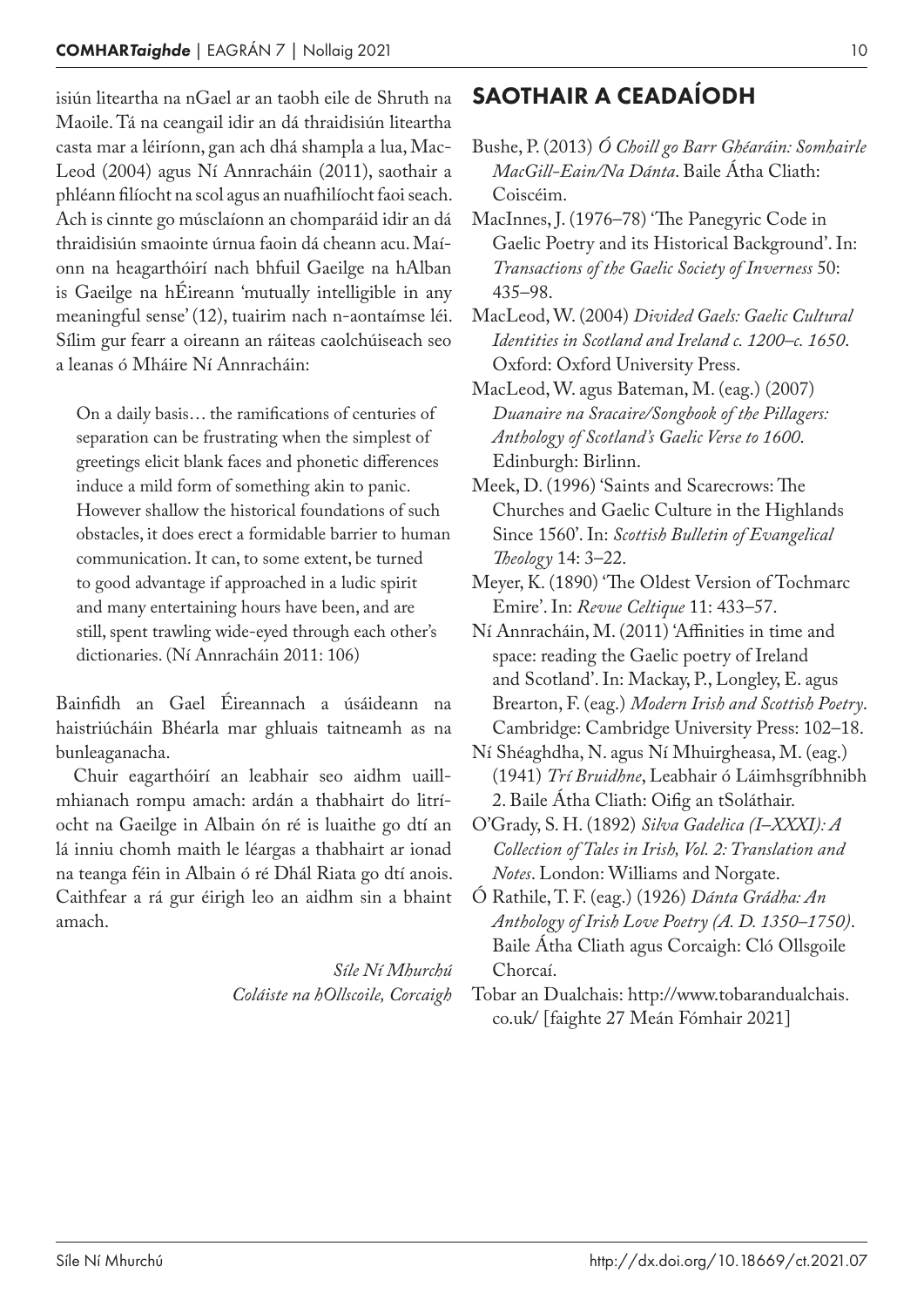isiún liteartha na nGael ar an taobh eile de Shruth na Maoile. Tá na ceangail idir an dá thraidisiún liteartha casta mar a léiríonn, gan ach dhá shampla a lua, MacLeod (2004) agus Ní Annracháin (2011), saothair a phléann filíocht na scol agus an nuafhilíocht faoi seach. Ach is cinnte go músclaíonn an chomparáid idir an dá thraidisiún smaointe úrnua faoin dá cheann acu. Maíonn na heagarthóirí nach bhfuil Gaeilge na hAlban is Gaeilge na hÉireann 'mutually intelligible in any meaningful sense' (12), tuairim nach n-aontaímse léi. Sílim gur fearr a oireann an ráiteas caolchúiseach seo a leanas ó Mháire Ní Annracháin:

> On a daily basis… the ramifications of centuries of separation can be frustrating when the simplest of greetings elicit blank faces and phonetic differences induce a mild form of something akin to panic. However shallow the historical foundations of such obstacles, it does erect a formidable barrier to human communication. It can, to some extent, be turned to good advantage if approached in a ludic spirit and many entertaining hours have been, and are still, spent trawling wide-eyed through each other's dictionaries. (Ní Annracháin 2011: 106)

Bainfidh an Gael Éireannach a úsáideann na haistriúcháin Bhéarla mar ghluais taitneamh as na bunleaganacha.

Chuir eagarthóirí an leabhair seo aidhm uaillmhianach rompu amach: ardán a thabhairt do litríocht na Gaeilge in Albain ón ré is luaithe go dtí an lá inniu chomh maith le léargas a thabhairt ar ionad na teanga féin in Albain ó ré Dhál Riata go dtí anois. Caithfear a rá gur éirigh leo an aidhm sin a bhaint amach.

*Síle Ní Mhurchú*
*Coláiste na hOllscoile, Corcaigh*

## SAOTHAIR A CEADAÍODH

Bushe, P. (2013) *Ó Choill go Barr Ghéaráin: Somhairle MacGill-Eain/Na Dánta*. Baile Átha Cliath: Coiscéim.

MacInnes, J. (1976–78) 'The Panegyric Code in Gaelic Poetry and its Historical Background'. In: *Transactions of the Gaelic Society of Inverness* 50: 435–98.

MacLeod, W. (2004) *Divided Gaels: Gaelic Cultural Identities in Scotland and Ireland c. 1200–c. 1650*. Oxford: Oxford University Press.

MacLeod, W. agus Bateman, M. (eag.) (2007) *Duanaire na Sracaire/Songbook of the Pillagers: Anthology of Scotland's Gaelic Verse to 1600*. Edinburgh: Birlinn.

Meek, D. (1996) 'Saints and Scarecrows: The Churches and Gaelic Culture in the Highlands Since 1560'. In: *Scottish Bulletin of Evangelical Theology* 14: 3–22.

Meyer, K. (1890) 'The Oldest Version of Tochmarc Emire'. In: *Revue Celtique* 11: 433–57.

Ní Annracháin, M. (2011) 'Affinities in time and space: reading the Gaelic poetry of Ireland and Scotland'. In: Mackay, P., Longley, E. agus Brearton, F. (eag.) *Modern Irish and Scottish Poetry*. Cambridge: Cambridge University Press: 102–18.

Ní Shéaghdha, N. agus Ní Mhuirgheasa, M. (eag.) (1941) *Trí Bruidhne*, Leabhair ó Láimhsgríbhnibh 2. Baile Átha Cliath: Oifig an tSoláthair.

O'Grady, S. H. (1892) *Silva Gadelica (I–XXXI): A Collection of Tales in Irish, Vol. 2: Translation and Notes*. London: Williams and Norgate.

Ó Rathile, T. F. (eag.) (1926) *Dánta Grádha: An Anthology of Irish Love Poetry (A. D. 1350–1750)*. Baile Átha Cliath agus Corcaigh: Cló Ollsgoile Chorcaí.

Tobar an Dualchais: http://www.tobarandualchais.co.uk/ [faighte 27 Meán Fómhair 2021]